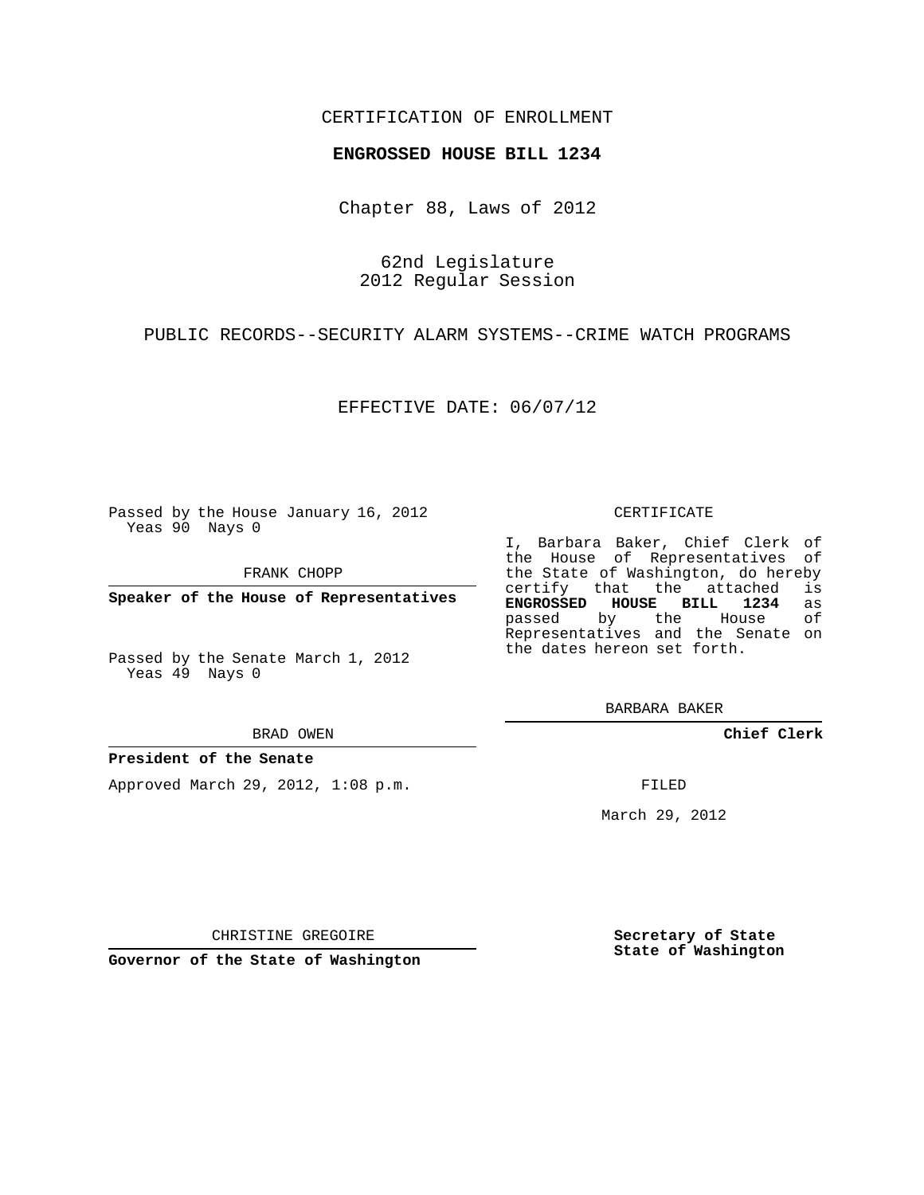CERTIFICATION OF ENROLLMENT

**ENGROSSED HOUSE BILL 1234**

Chapter 88, Laws of 2012

62nd Legislature
2012 Regular Session

PUBLIC RECORDS--SECURITY ALARM SYSTEMS--CRIME WATCH PROGRAMS

EFFECTIVE DATE: 06/07/12

Passed by the House January 16, 2012
Yeas 90 Nays 0

FRANK CHOPP

**Speaker of the House of Representatives**

Passed by the Senate March 1, 2012
Yeas 49 Nays 0

BRAD OWEN

**President of the Senate**

Approved March 29, 2012, 1:08 p.m.

CHRISTINE GREGOIRE

**Governor of the State of Washington**

CERTIFICATE

I, Barbara Baker, Chief Clerk of the House of Representatives of the State of Washington, do hereby certify that the attached is **ENGROSSED HOUSE BILL 1234** as passed by the House of Representatives and the Senate on the dates hereon set forth.

BARBARA BAKER

**Chief Clerk**

FILED

March 29, 2012

**Secretary of State**
**State of Washington**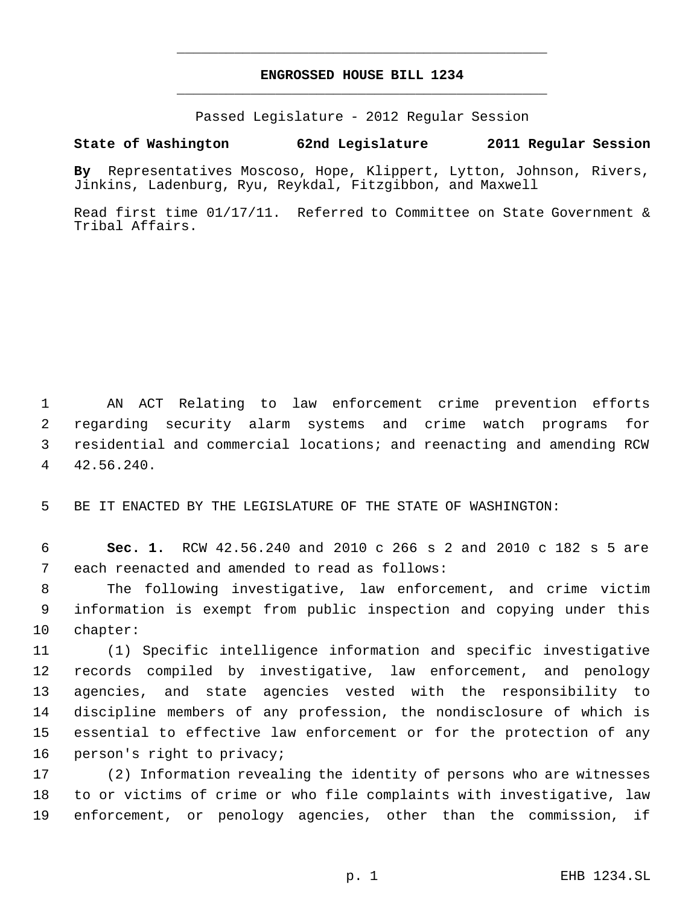# ENGROSSED HOUSE BILL 1234

Passed Legislature - 2012 Regular Session

**State of Washington 62nd Legislature 2011 Regular Session**

**By** Representatives Moscoso, Hope, Klippert, Lytton, Johnson, Rivers, Jinkins, Ladenburg, Ryu, Reykdal, Fitzgibbon, and Maxwell

Read first time 01/17/11. Referred to Committee on State Government & Tribal Affairs.

1 AN ACT Relating to law enforcement crime prevention efforts
2 regarding security alarm systems and crime watch programs for
3 residential and commercial locations; and reenacting and amending RCW
4 42.56.240.

5 BE IT ENACTED BY THE LEGISLATURE OF THE STATE OF WASHINGTON:

6 **Sec. 1.** RCW 42.56.240 and 2010 c 266 s 2 and 2010 c 182 s 5 are
7 each reenacted and amended to read as follows:

8 The following investigative, law enforcement, and crime victim
9 information is exempt from public inspection and copying under this
10 chapter:

11 (1) Specific intelligence information and specific investigative
12 records compiled by investigative, law enforcement, and penology
13 agencies, and state agencies vested with the responsibility to
14 discipline members of any profession, the nondisclosure of which is
15 essential to effective law enforcement or for the protection of any
16 person's right to privacy;

17 (2) Information revealing the identity of persons who are witnesses
18 to or victims of crime or who file complaints with investigative, law
19 enforcement, or penology agencies, other than the commission, if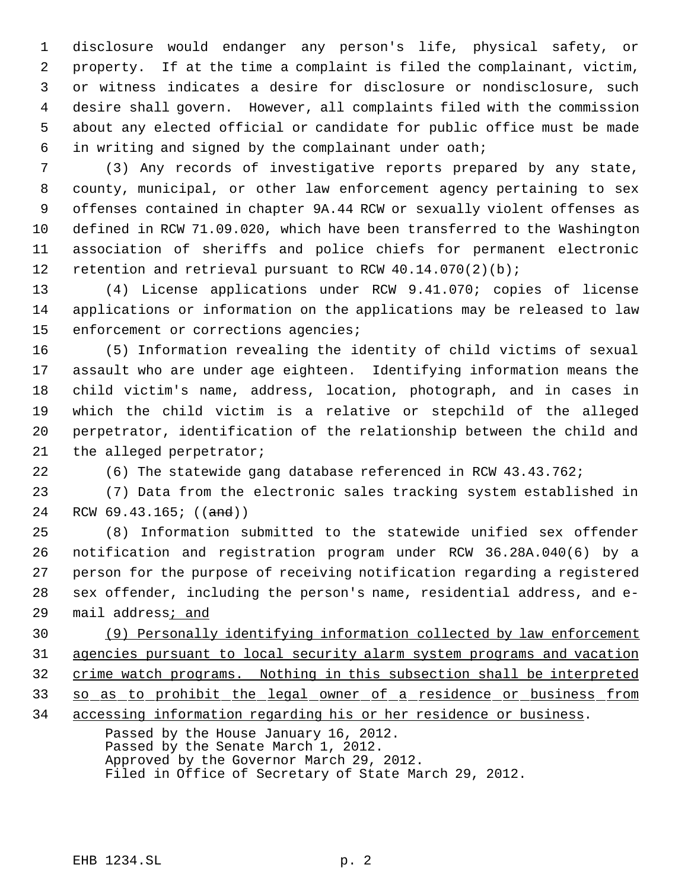disclosure would endanger any person's life, physical safety, or property. If at the time a complaint is filed the complainant, victim, or witness indicates a desire for disclosure or nondisclosure, such desire shall govern. However, all complaints filed with the commission about any elected official or candidate for public office must be made in writing and signed by the complainant under oath;

(3) Any records of investigative reports prepared by any state, county, municipal, or other law enforcement agency pertaining to sex offenses contained in chapter 9A.44 RCW or sexually violent offenses as defined in RCW 71.09.020, which have been transferred to the Washington association of sheriffs and police chiefs for permanent electronic retention and retrieval pursuant to RCW 40.14.070(2)(b);

(4) License applications under RCW 9.41.070; copies of license applications or information on the applications may be released to law enforcement or corrections agencies;

(5) Information revealing the identity of child victims of sexual assault who are under age eighteen. Identifying information means the child victim's name, address, location, photograph, and in cases in which the child victim is a relative or stepchild of the alleged perpetrator, identification of the relationship between the child and the alleged perpetrator;

(6) The statewide gang database referenced in RCW 43.43.762;

(7) Data from the electronic sales tracking system established in RCW 69.43.165; ((~~and~~))

(8) Information submitted to the statewide unified sex offender notification and registration program under RCW 36.28A.040(6) by a person for the purpose of receiving notification regarding a registered sex offender, including the person's name, residential address, and e-mail address<u>; and</u>

<u>(9) Personally identifying information collected by law enforcement agencies pursuant to local security alarm system programs and vacation crime watch programs. Nothing in this subsection shall be interpreted so as to prohibit the legal owner of a residence or business from accessing information regarding his or her residence or business</u>.

Passed by the House January 16, 2012.
Passed by the Senate March 1, 2012.
Approved by the Governor March 29, 2012.
Filed in Office of Secretary of State March 29, 2012.